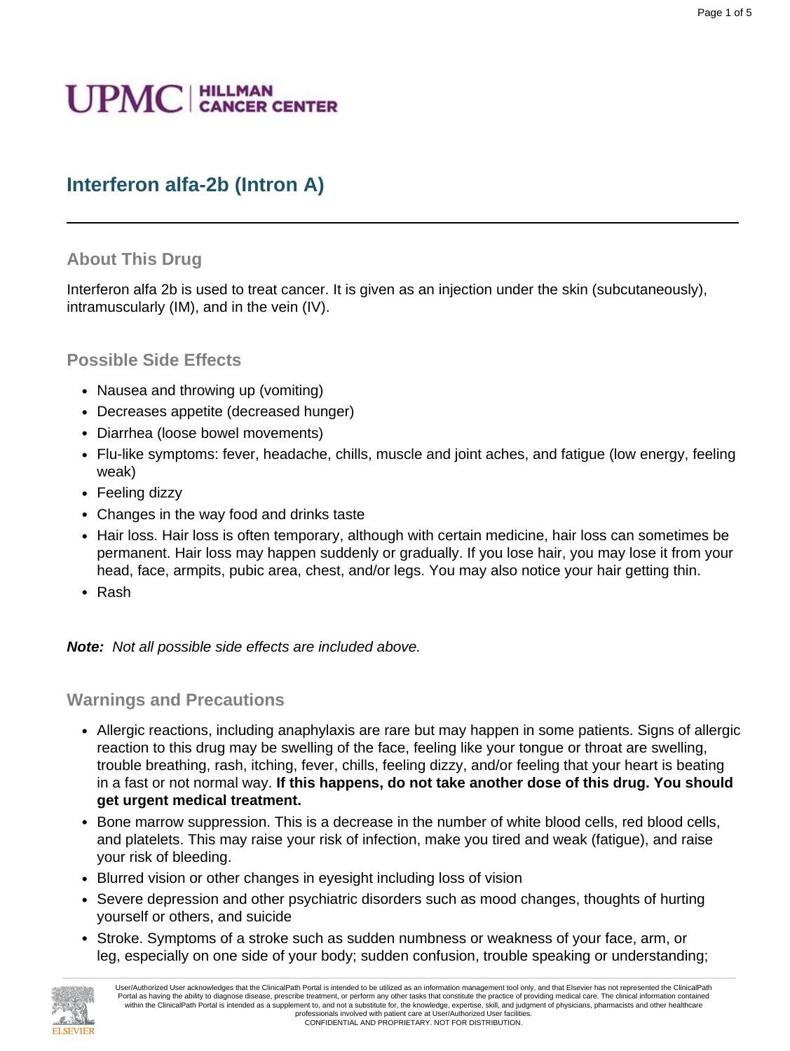# Interferon alfa-2b (Intron A)

## About This Drug

Interferon alfa 2b is used to treat cancer. It is given as an injection under the skin (subcutaneously), intramuscularly (IM), and in the vein (IV).

## Possible Side Effects

- Nausea and throwing up (vomiting)
- Decreases appetite (decreased hunger)
- Diarrhea (loose bowel movements)
- Flu-like symptoms: fever, headache, chills, muscle and joint aches, and fatigue (low energy, feeling weak)
- Feeling dizzy
- Changes in the way food and drinks taste
- Hair loss. Hair loss is often temporary, although with certain medicine, hair loss can sometimes be permanent. Hair loss may happen suddenly or gradually. If you lose hair, you may lose it from your head, face, armpits, pubic area, chest, and/or legs. You may also notice your hair getting thin.
- Rash

***Note:*** *Not all possible side effects are included above.*

## Warnings and Precautions

- Allergic reactions, including anaphylaxis are rare but may happen in some patients. Signs of allergic reaction to this drug may be swelling of the face, feeling like your tongue or throat are swelling, trouble breathing, rash, itching, fever, chills, feeling dizzy, and/or feeling that your heart is beating in a fast or not normal way. **If this happens, do not take another dose of this drug. You should get urgent medical treatment.**
- Bone marrow suppression. This is a decrease in the number of white blood cells, red blood cells, and platelets. This may raise your risk of infection, make you tired and weak (fatigue), and raise your risk of bleeding.
- Blurred vision or other changes in eyesight including loss of vision
- Severe depression and other psychiatric disorders such as mood changes, thoughts of hurting yourself or others, and suicide
- Stroke. Symptoms of a stroke such as sudden numbness or weakness of your face, arm, or leg, especially on one side of your body; sudden confusion, trouble speaking or understanding;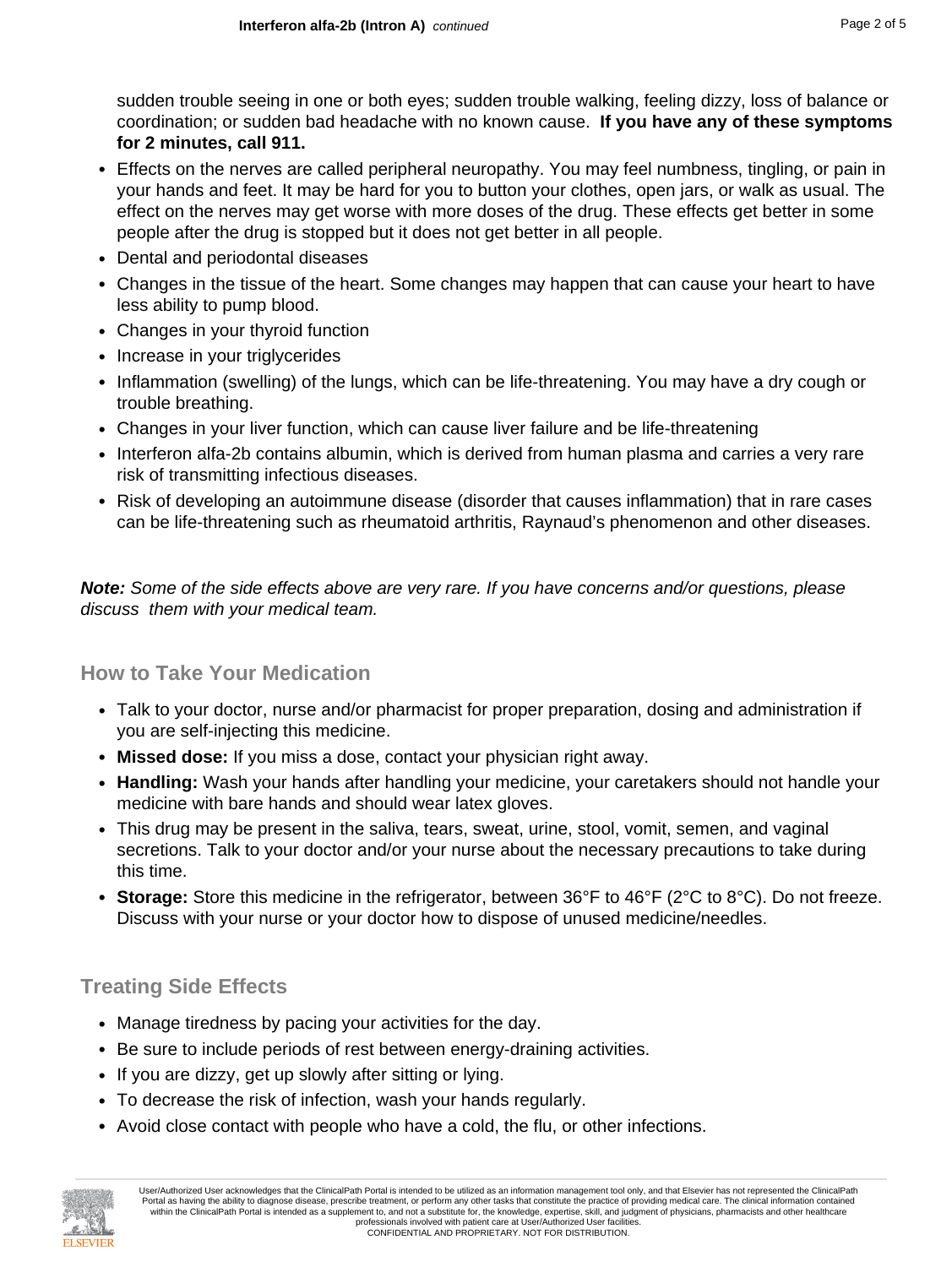sudden trouble seeing in one or both eyes; sudden trouble walking, feeling dizzy, loss of balance or coordination; or sudden bad headache with no known cause. **If you have any of these symptoms for 2 minutes, call 911.**

- Effects on the nerves are called peripheral neuropathy. You may feel numbness, tingling, or pain in your hands and feet. It may be hard for you to button your clothes, open jars, or walk as usual. The effect on the nerves may get worse with more doses of the drug. These effects get better in some people after the drug is stopped but it does not get better in all people.
- Dental and periodontal diseases
- Changes in the tissue of the heart. Some changes may happen that can cause your heart to have less ability to pump blood.
- Changes in your thyroid function
- Increase in your triglycerides
- Inflammation (swelling) of the lungs, which can be life-threatening. You may have a dry cough or trouble breathing.
- Changes in your liver function, which can cause liver failure and be life-threatening
- Interferon alfa-2b contains albumin, which is derived from human plasma and carries a very rare risk of transmitting infectious diseases.
- Risk of developing an autoimmune disease (disorder that causes inflammation) that in rare cases can be life-threatening such as rheumatoid arthritis, Raynaud's phenomenon and other diseases.

***Note:*** *Some of the side effects above are very rare. If you have concerns and/or questions, please discuss them with your medical team.*

## How to Take Your Medication

- Talk to your doctor, nurse and/or pharmacist for proper preparation, dosing and administration if you are self-injecting this medicine.
- **Missed dose:** If you miss a dose, contact your physician right away.
- **Handling:** Wash your hands after handling your medicine, your caretakers should not handle your medicine with bare hands and should wear latex gloves.
- This drug may be present in the saliva, tears, sweat, urine, stool, vomit, semen, and vaginal secretions. Talk to your doctor and/or your nurse about the necessary precautions to take during this time.
- **Storage:** Store this medicine in the refrigerator, between 36°F to 46°F (2°C to 8°C). Do not freeze. Discuss with your nurse or your doctor how to dispose of unused medicine/needles.

## Treating Side Effects

- Manage tiredness by pacing your activities for the day.
- Be sure to include periods of rest between energy-draining activities.
- If you are dizzy, get up slowly after sitting or lying.
- To decrease the risk of infection, wash your hands regularly.
- Avoid close contact with people who have a cold, the flu, or other infections.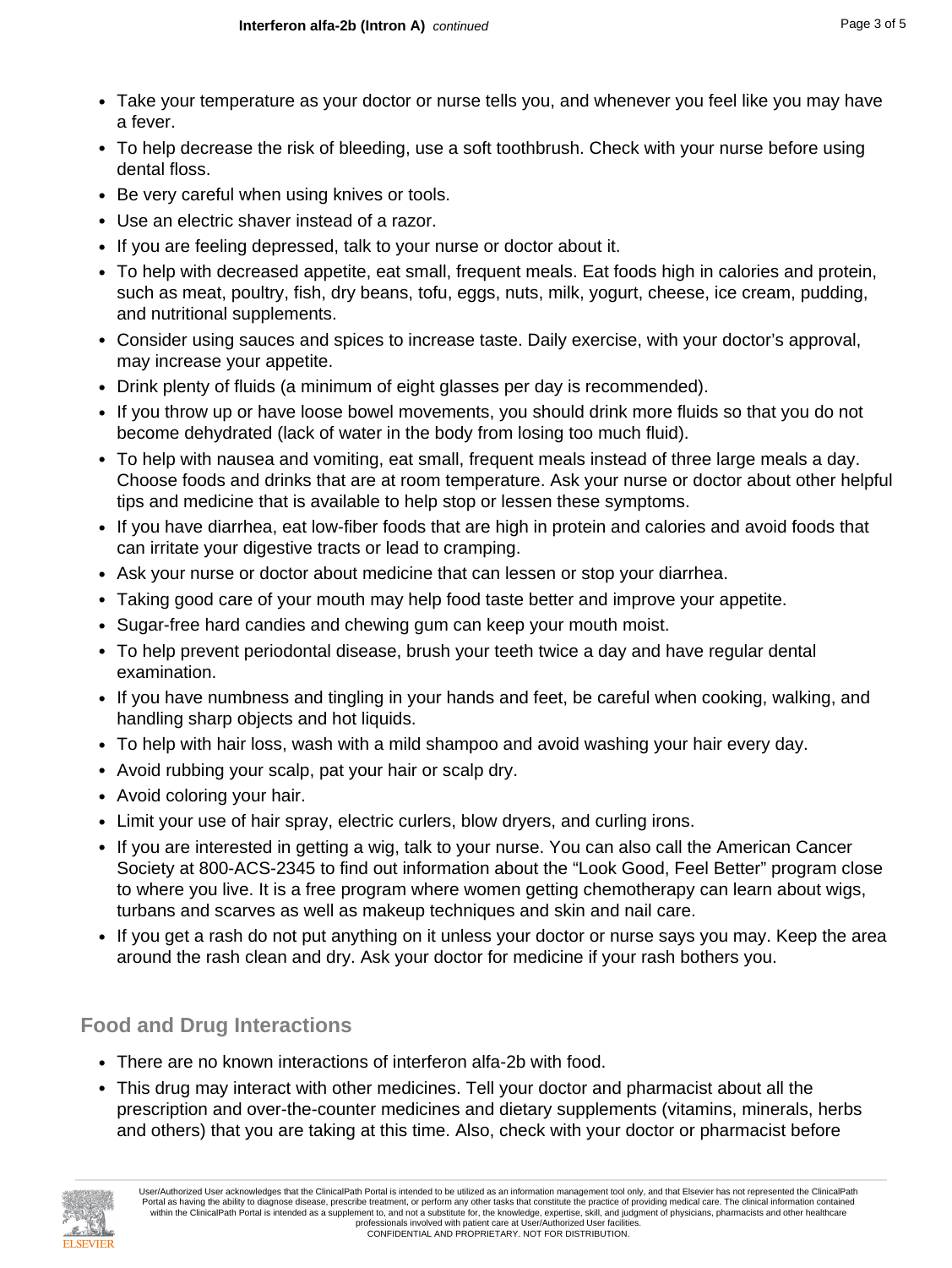- Take your temperature as your doctor or nurse tells you, and whenever you feel like you may have a fever.
- To help decrease the risk of bleeding, use a soft toothbrush. Check with your nurse before using dental floss.
- Be very careful when using knives or tools.
- Use an electric shaver instead of a razor.
- If you are feeling depressed, talk to your nurse or doctor about it.
- To help with decreased appetite, eat small, frequent meals. Eat foods high in calories and protein, such as meat, poultry, fish, dry beans, tofu, eggs, nuts, milk, yogurt, cheese, ice cream, pudding, and nutritional supplements.
- Consider using sauces and spices to increase taste. Daily exercise, with your doctor's approval, may increase your appetite.
- Drink plenty of fluids (a minimum of eight glasses per day is recommended).
- If you throw up or have loose bowel movements, you should drink more fluids so that you do not become dehydrated (lack of water in the body from losing too much fluid).
- To help with nausea and vomiting, eat small, frequent meals instead of three large meals a day. Choose foods and drinks that are at room temperature. Ask your nurse or doctor about other helpful tips and medicine that is available to help stop or lessen these symptoms.
- If you have diarrhea, eat low-fiber foods that are high in protein and calories and avoid foods that can irritate your digestive tracts or lead to cramping.
- Ask your nurse or doctor about medicine that can lessen or stop your diarrhea.
- Taking good care of your mouth may help food taste better and improve your appetite.
- Sugar-free hard candies and chewing gum can keep your mouth moist.
- To help prevent periodontal disease, brush your teeth twice a day and have regular dental examination.
- If you have numbness and tingling in your hands and feet, be careful when cooking, walking, and handling sharp objects and hot liquids.
- To help with hair loss, wash with a mild shampoo and avoid washing your hair every day.
- Avoid rubbing your scalp, pat your hair or scalp dry.
- Avoid coloring your hair.
- Limit your use of hair spray, electric curlers, blow dryers, and curling irons.
- If you are interested in getting a wig, talk to your nurse. You can also call the American Cancer Society at 800-ACS-2345 to find out information about the "Look Good, Feel Better" program close to where you live. It is a free program where women getting chemotherapy can learn about wigs, turbans and scarves as well as makeup techniques and skin and nail care.
- If you get a rash do not put anything on it unless your doctor or nurse says you may. Keep the area around the rash clean and dry. Ask your doctor for medicine if your rash bothers you.

## Food and Drug Interactions

- There are no known interactions of interferon alfa-2b with food.
- This drug may interact with other medicines. Tell your doctor and pharmacist about all the prescription and over-the-counter medicines and dietary supplements (vitamins, minerals, herbs and others) that you are taking at this time. Also, check with your doctor or pharmacist before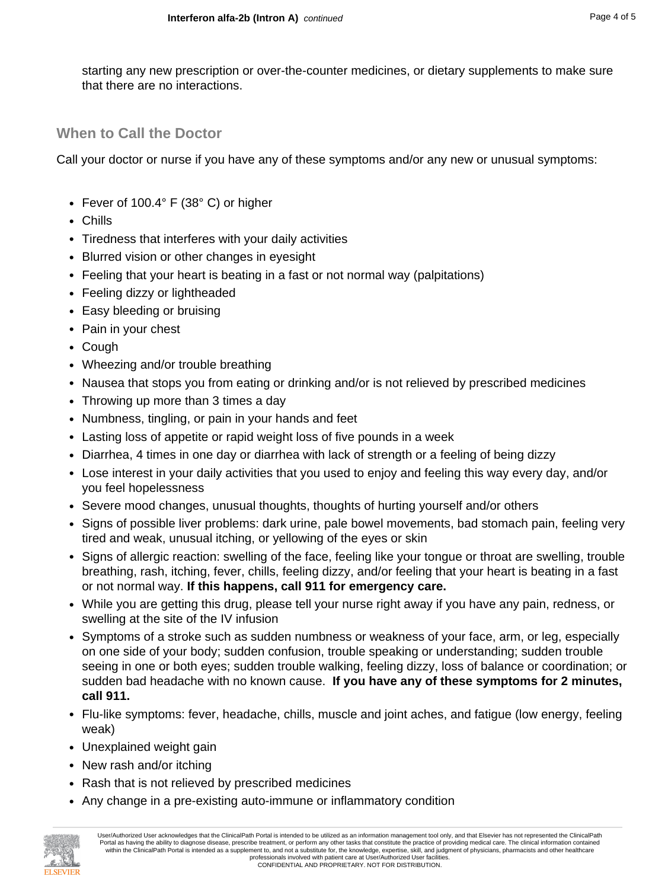starting any new prescription or over-the-counter medicines, or dietary supplements to make sure that there are no interactions.

## When to Call the Doctor

Call your doctor or nurse if you have any of these symptoms and/or any new or unusual symptoms:

- Fever of 100.4° F (38° C) or higher
- Chills
- Tiredness that interferes with your daily activities
- Blurred vision or other changes in eyesight
- Feeling that your heart is beating in a fast or not normal way (palpitations)
- Feeling dizzy or lightheaded
- Easy bleeding or bruising
- Pain in your chest
- Cough
- Wheezing and/or trouble breathing
- Nausea that stops you from eating or drinking and/or is not relieved by prescribed medicines
- Throwing up more than 3 times a day
- Numbness, tingling, or pain in your hands and feet
- Lasting loss of appetite or rapid weight loss of five pounds in a week
- Diarrhea, 4 times in one day or diarrhea with lack of strength or a feeling of being dizzy
- Lose interest in your daily activities that you used to enjoy and feeling this way every day, and/or you feel hopelessness
- Severe mood changes, unusual thoughts, thoughts of hurting yourself and/or others
- Signs of possible liver problems: dark urine, pale bowel movements, bad stomach pain, feeling very tired and weak, unusual itching, or yellowing of the eyes or skin
- Signs of allergic reaction: swelling of the face, feeling like your tongue or throat are swelling, trouble breathing, rash, itching, fever, chills, feeling dizzy, and/or feeling that your heart is beating in a fast or not normal way. **If this happens, call 911 for emergency care.**
- While you are getting this drug, please tell your nurse right away if you have any pain, redness, or swelling at the site of the IV infusion
- Symptoms of a stroke such as sudden numbness or weakness of your face, arm, or leg, especially on one side of your body; sudden confusion, trouble speaking or understanding; sudden trouble seeing in one or both eyes; sudden trouble walking, feeling dizzy, loss of balance or coordination; or sudden bad headache with no known cause. **If you have any of these symptoms for 2 minutes, call 911.**
- Flu-like symptoms: fever, headache, chills, muscle and joint aches, and fatigue (low energy, feeling weak)
- Unexplained weight gain
- New rash and/or itching
- Rash that is not relieved by prescribed medicines
- Any change in a pre-existing auto-immune or inflammatory condition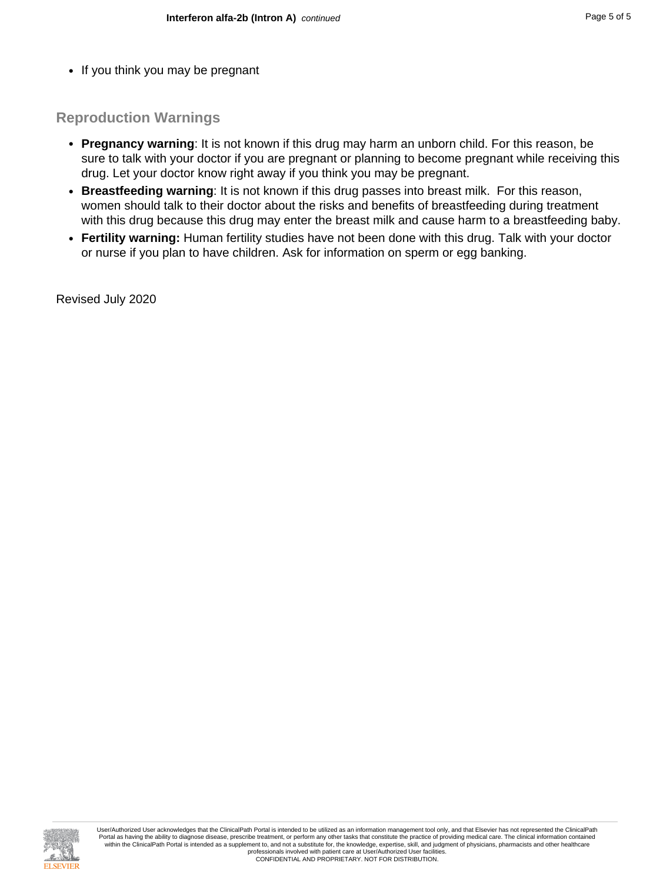- If you think you may be pregnant

## Reproduction Warnings

- **Pregnancy warning**: It is not known if this drug may harm an unborn child. For this reason, be sure to talk with your doctor if you are pregnant or planning to become pregnant while receiving this drug. Let your doctor know right away if you think you may be pregnant.
- **Breastfeeding warning**: It is not known if this drug passes into breast milk. For this reason, women should talk to their doctor about the risks and benefits of breastfeeding during treatment with this drug because this drug may enter the breast milk and cause harm to a breastfeeding baby.
- **Fertility warning:** Human fertility studies have not been done with this drug. Talk with your doctor or nurse if you plan to have children. Ask for information on sperm or egg banking.

Revised July 2020